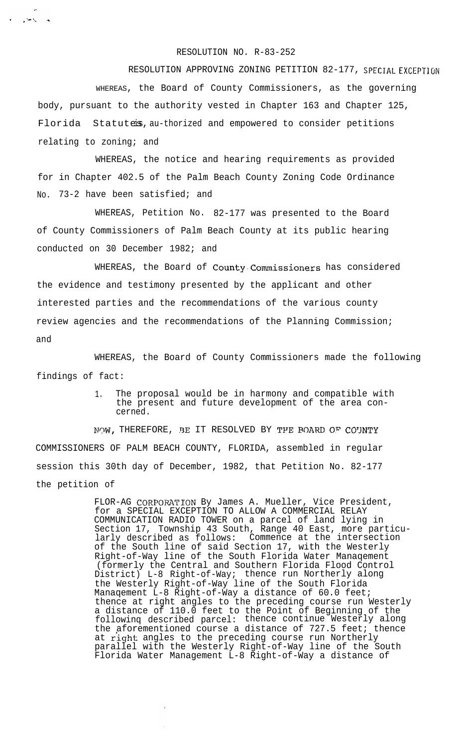RESOLUTION NO. R-83-252

RESOLUTION APPROVING ZONING PETITION 82-177, SPECIAL EXCEPTION

WHEREAS, the Board of County Commissioners, as the governing body, pursuant to the authority vested in Chapter 163 and Chapter 125, Florida Statutes, is au-thorized and empowered to consider petitions relating to zoning; and

WHEREAS, the notice and hearing requirements as provided for in Chapter 402.5 of the Palm Beach County Zoning Code Ordinance No. 73-2 have been satisfied; and

WHEREAS, Petition No. 82-177 was presented to the Board of County Commissioners of Palm Beach County at its public hearing conducted on 30 December 1982; and

WHEREAS, the Board of County Commissioners has considered the evidence and testimony presented by the applicant and other interested parties and the recommendations of the various county review agencies and the recommendations of the Planning Commission; and

WHEREAS, the Board of County Commissioners made the following findings of fact:

1. The proposal would be in harmony and compatible with the present and future development of the area concerned.

NOW, THEREFORE, BE IT RESOLVED BY THE BOARD OF COUNTY COMMISSIONERS OF PALM BEACH COUNTY, FLORIDA, assembled in regular session this 30th day of December, 1982, that Petition No. 82-177 the petition of

FLOR-AG CORPORATION By James A. Mueller, Vice President, for a SPECIAL EXCEPTION TO ALLOW A COMMERCIAL RELAY COMMUNICATION RADIO TOWER on a parcel of land lying in Section 17, Township 43 South, Range 40 East, more particularly described as follows: Commence at the intersection of the South line of said Section 17, with the Westerly Right-of-Way line of the South Florida Water Management (formerly the Central and Southern Florida Flood Control District) L-8 Right-of-Way; thence run Northerly along the Westerly Right-of-Way line of the South Florida Management L-8 Right-of-Way a distance of 60.0 feet; thence at right angles to the preceding course run Westerly a distance of 110.0 feet to the Point of Beginning of the following described parcel: thence continue Westerly along the aforementioned course a distance of 727.5 feet; thence at right angles to the preceding course run Northerly parallel with the Westerly Right-of-Way line of the South Florida Water Management L-8 Right-of-Way a distance of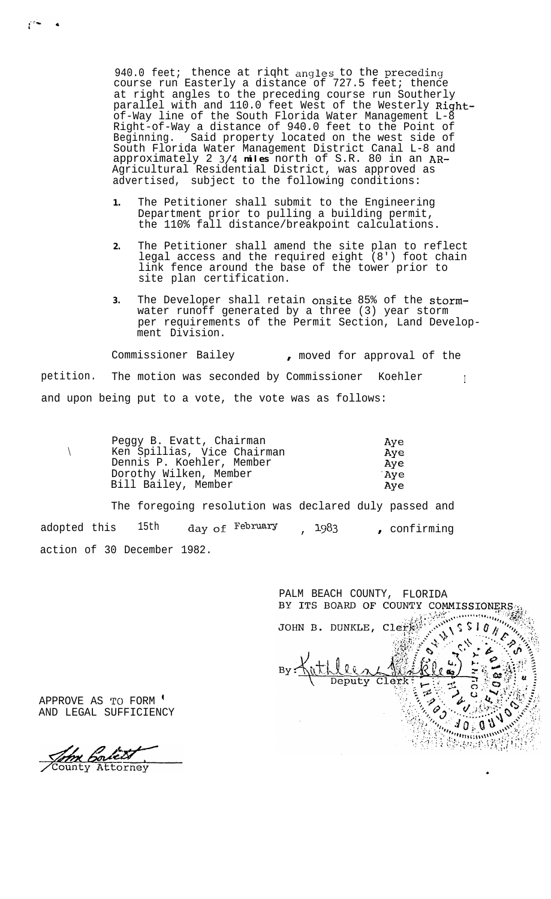940.0 feet; thence at right angles to the preceding course run Easterly a distance of 727.5 feet; thence at right angles to the preceding course run Southerly parallel with and 110.0 feet West of the Westerly Right-of-Way line of the South Florida Water Management L-8 Right-of-Way a distance of 940.0 feet to the Point of Beginning. Said property located on the west side of South Florida Water Management District Canal L-8 and approximately 2 3/4 miles north of S.R. 80 in an AR-Agricultural Residential District, was approved as advertised, subject to the following conditions:

1. The Petitioner shall submit to the Engineering Department prior to pulling a building permit, the 110% fall distance/breakpoint calculations.
2. The Petitioner shall amend the site plan to reflect legal access and the required eight (8') foot chain link fence around the base of the tower prior to site plan certification.
3. The Developer shall retain onsite 85% of the stormwater runoff generated by a three (3) year storm per requirements of the Permit Section, Land Development Division.

Commissioner Bailey, moved for approval of the petition. The motion was seconded by Commissioner Koehler and upon being put to a vote, the vote was as follows:

| | |
|---|---|
| Peggy B. Evatt, Chairman | Aye |
| Ken Spillias, Vice Chairman | Aye |
| Dennis P. Koehler, Member | Aye |
| Dorothy Wilken, Member | Aye |
| Bill Bailey, Member | Aye |

The foregoing resolution was declared duly passed and adopted this 15th day of February, 1983, confirming action of 30 December 1982.

PALM BEACH COUNTY, FLORIDA
BY ITS BOARD OF COUNTY COMMISSIONERS

JOHN B. DUNKLE, Clerk

By: Kathleen Winkler
Deputy Clerk

APPROVE AS TO FORM AND LEGAL SUFFICIENCY

John Corbett
County Attorney